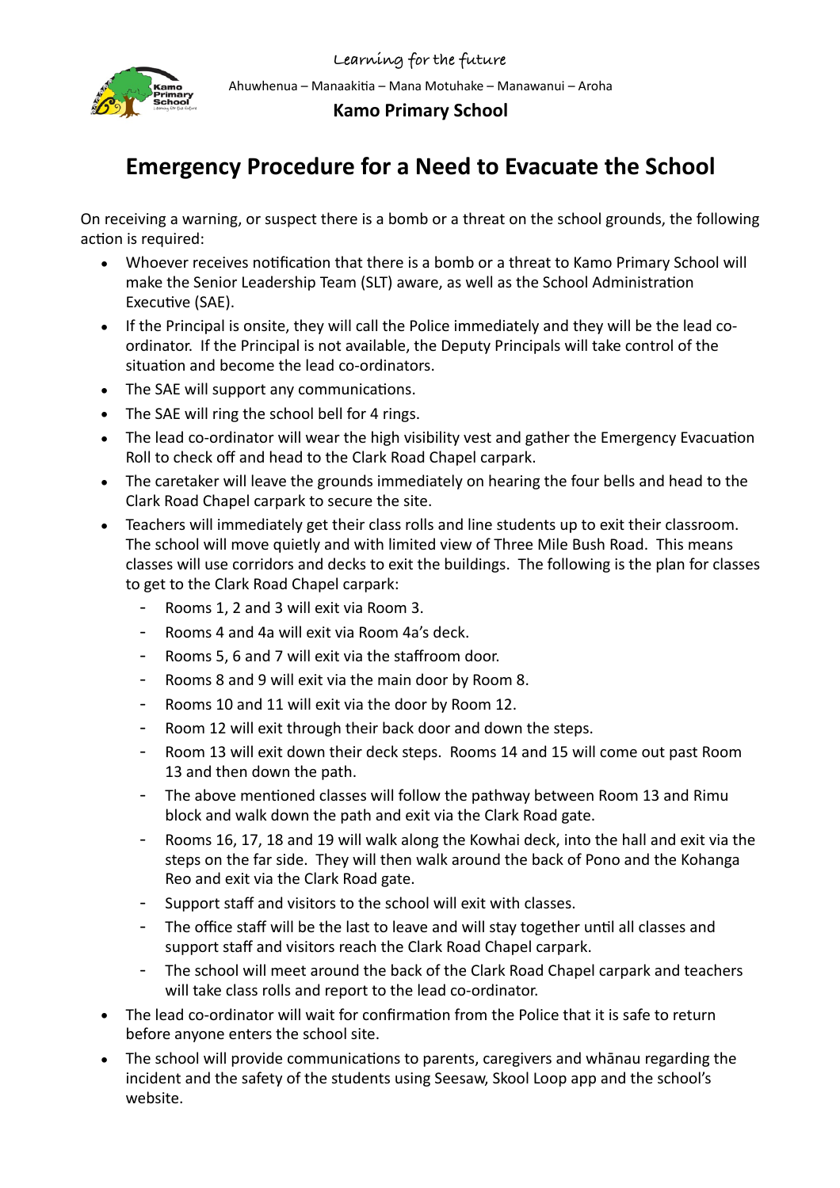Learning for the future

Ahuwhenua – Manaakitia – Mana Motuhake – Manawanui – Aroha

**Kamo Primary School**

# Emergency Procedure for a Need to Evacuate the School

On receiving a warning, or suspect there is a bomb or a threat on the school grounds, the following action is required:

- Whoever receives notification that there is a bomb or a threat to Kamo Primary School will make the Senior Leadership Team (SLT) aware, as well as the School Administration Executive (SAE).
- If the Principal is onsite, they will call the Police immediately and they will be the lead co-ordinator. If the Principal is not available, the Deputy Principals will take control of the situation and become the lead co-ordinators.
- The SAE will support any communications.
- The SAE will ring the school bell for 4 rings.
- The lead co-ordinator will wear the high visibility vest and gather the Emergency Evacuation Roll to check off and head to the Clark Road Chapel carpark.
- The caretaker will leave the grounds immediately on hearing the four bells and head to the Clark Road Chapel carpark to secure the site.
- Teachers will immediately get their class rolls and line students up to exit their classroom. The school will move quietly and with limited view of Three Mile Bush Road. This means classes will use corridors and decks to exit the buildings. The following is the plan for classes to get to the Clark Road Chapel carpark:
  - Rooms 1, 2 and 3 will exit via Room 3.
  - Rooms 4 and 4a will exit via Room 4a's deck.
  - Rooms 5, 6 and 7 will exit via the staffroom door.
  - Rooms 8 and 9 will exit via the main door by Room 8.
  - Rooms 10 and 11 will exit via the door by Room 12.
  - Room 12 will exit through their back door and down the steps.
  - Room 13 will exit down their deck steps. Rooms 14 and 15 will come out past Room 13 and then down the path.
  - The above mentioned classes will follow the pathway between Room 13 and Rimu block and walk down the path and exit via the Clark Road gate.
  - Rooms 16, 17, 18 and 19 will walk along the Kowhai deck, into the hall and exit via the steps on the far side. They will then walk around the back of Pono and the Kohanga Reo and exit via the Clark Road gate.
  - Support staff and visitors to the school will exit with classes.
  - The office staff will be the last to leave and will stay together until all classes and support staff and visitors reach the Clark Road Chapel carpark.
  - The school will meet around the back of the Clark Road Chapel carpark and teachers will take class rolls and report to the lead co-ordinator.
- The lead co-ordinator will wait for confirmation from the Police that it is safe to return before anyone enters the school site.
- The school will provide communications to parents, caregivers and whānau regarding the incident and the safety of the students using Seesaw, Skool Loop app and the school's website.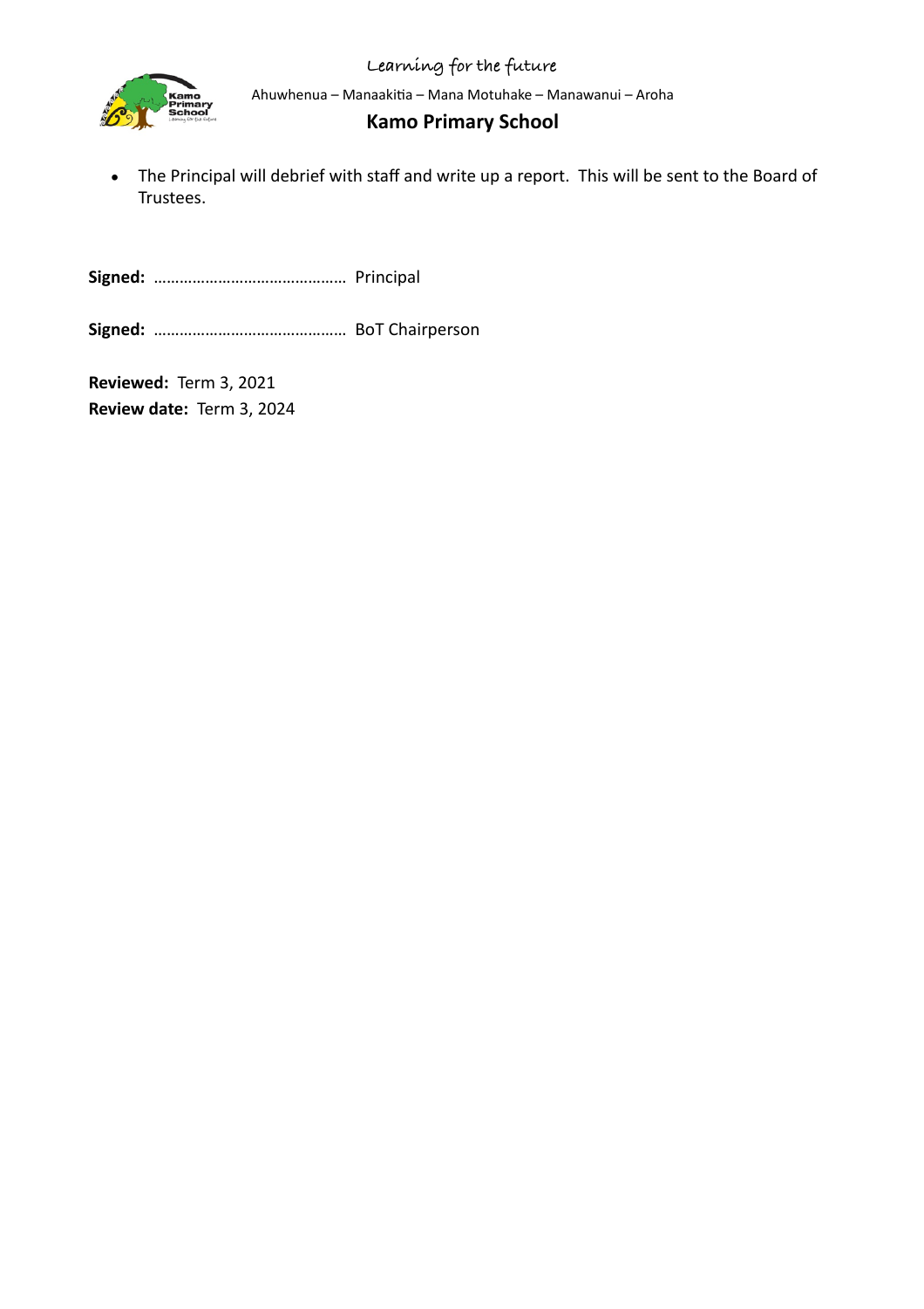- The Principal will debrief with staff and write up a report. This will be sent to the Board of Trustees.

**Signed:** ……………………………………… Principal

**Signed:** ……………………………………… BoT Chairperson

**Reviewed:** Term 3, 2021
**Review date:** Term 3, 2024